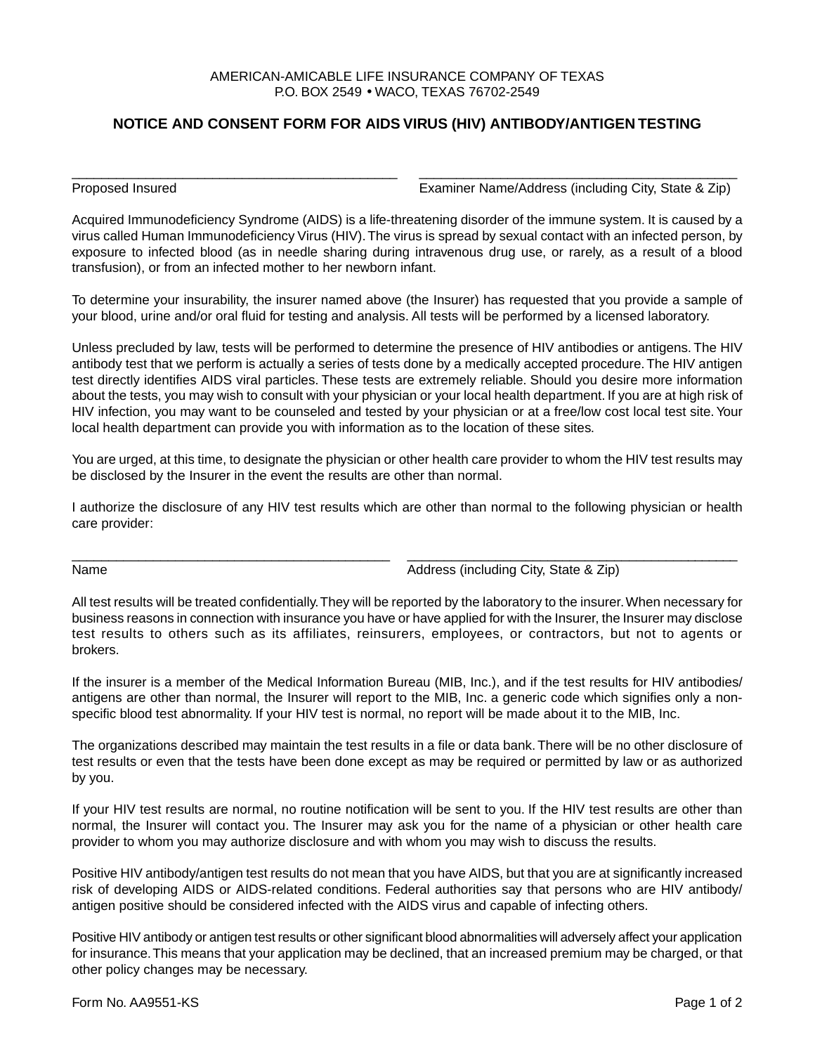AMERICAN-AMICABLE LIFE INSURANCE COMPANY OF TEXAS
P.O. BOX 2549 • WACO, TEXAS 76702-2549

## NOTICE AND CONSENT FORM FOR AIDS VIRUS (HIV) ANTIBODY/ANTIGEN TESTING

______________________________________________ ______________________________________________
Proposed Insured | Examiner Name/Address (including City, State & Zip)

Acquired Immunodeficiency Syndrome (AIDS) is a life-threatening disorder of the immune system. It is caused by a virus called Human Immunodeficiency Virus (HIV). The virus is spread by sexual contact with an infected person, by exposure to infected blood (as in needle sharing during intravenous drug use, or rarely, as a result of a blood transfusion), or from an infected mother to her newborn infant.

To determine your insurability, the insurer named above (the Insurer) has requested that you provide a sample of your blood, urine and/or oral fluid for testing and analysis. All tests will be performed by a licensed laboratory.

Unless precluded by law, tests will be performed to determine the presence of HIV antibodies or antigens. The HIV antibody test that we perform is actually a series of tests done by a medically accepted procedure. The HIV antigen test directly identifies AIDS viral particles. These tests are extremely reliable. Should you desire more information about the tests, you may wish to consult with your physician or your local health department. If you are at high risk of HIV infection, you may want to be counseled and tested by your physician or at a free/low cost local test site. Your local health department can provide you with information as to the location of these sites.

You are urged, at this time, to designate the physician or other health care provider to whom the HIV test results may be disclosed by the Insurer in the event the results are other than normal.

I authorize the disclosure of any HIV test results which are other than normal to the following physician or health care provider:

______________________________________________ ______________________________________________
Name | Address (including City, State & Zip)

All test results will be treated confidentially. They will be reported by the laboratory to the insurer. When necessary for business reasons in connection with insurance you have or have applied for with the Insurer, the Insurer may disclose test results to others such as its affiliates, reinsurers, employees, or contractors, but not to agents or brokers.

If the insurer is a member of the Medical Information Bureau (MIB, Inc.), and if the test results for HIV antibodies/antigens are other than normal, the Insurer will report to the MIB, Inc. a generic code which signifies only a non-specific blood test abnormality. If your HIV test is normal, no report will be made about it to the MIB, Inc.

The organizations described may maintain the test results in a file or data bank. There will be no other disclosure of test results or even that the tests have been done except as may be required or permitted by law or as authorized by you.

If your HIV test results are normal, no routine notification will be sent to you. If the HIV test results are other than normal, the Insurer will contact you. The Insurer may ask you for the name of a physician or other health care provider to whom you may authorize disclosure and with whom you may wish to discuss the results.

Positive HIV antibody/antigen test results do not mean that you have AIDS, but that you are at significantly increased risk of developing AIDS or AIDS-related conditions. Federal authorities say that persons who are HIV antibody/antigen positive should be considered infected with the AIDS virus and capable of infecting others.

Positive HIV antibody or antigen test results or other significant blood abnormalities will adversely affect your application for insurance. This means that your application may be declined, that an increased premium may be charged, or that other policy changes may be necessary.

Form No. AA9551-KS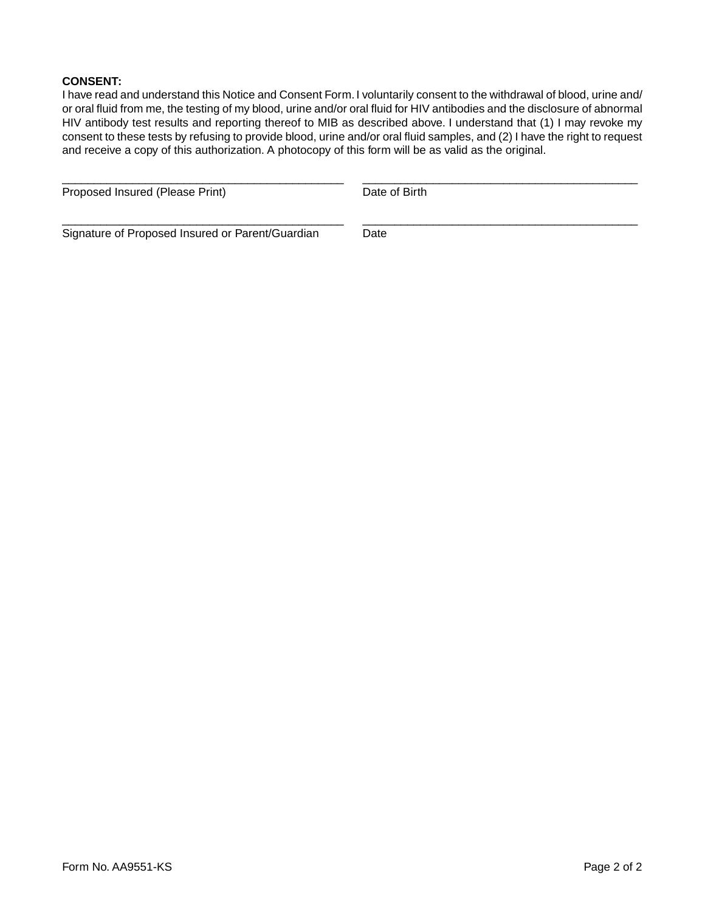**CONSENT:**

I have read and understand this Notice and Consent Form. I voluntarily consent to the withdrawal of blood, urine and/ or oral fluid from me, the testing of my blood, urine and/or oral fluid for HIV antibodies and the disclosure of abnormal HIV antibody test results and reporting thereof to MIB as described above. I understand that (1) I may revoke my consent to these tests by refusing to provide blood, urine and/or oral fluid samples, and (2) I have the right to request and receive a copy of this authorization. A photocopy of this form will be as valid as the original.

_____________________________________________ _____________________________________________

Proposed Insured (Please Print) Date of Birth

_____________________________________________ _____________________________________________

Signature of Proposed Insured or Parent/Guardian Date

Form No. AA9551-KS